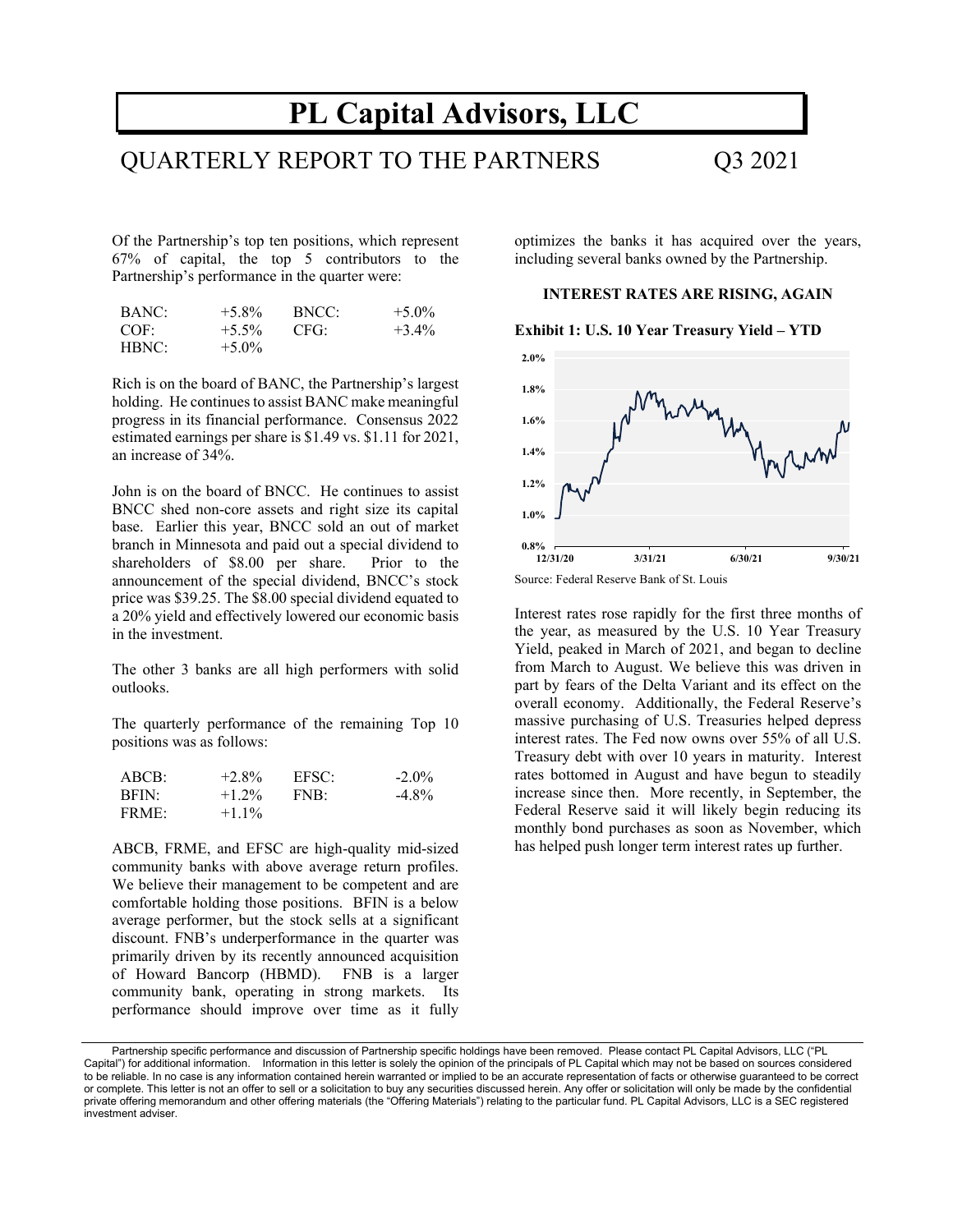# PL Capital Advisors, LLC

## QUARTERLY REPORT TO THE PARTNERS Q3 2021

Of the Partnership's top ten positions, which represent 67% of capital, the top 5 contributors to the Partnership's performance in the quarter were:

| | | | |
|---|---|---|---|
| BANC: | +5.8% | BNCC: | +5.0% |
| COF: | +5.5% | CFG: | +3.4% |
| HBNC: | +5.0% | | |

Rich is on the board of BANC, the Partnership's largest holding. He continues to assist BANC make meaningful progress in its financial performance. Consensus 2022 estimated earnings per share is $1.49 vs. $1.11 for 2021, an increase of 34%.

John is on the board of BNCC. He continues to assist BNCC shed non-core assets and right size its capital base. Earlier this year, BNCC sold an out of market branch in Minnesota and paid out a special dividend to shareholders of $8.00 per share. Prior to the announcement of the special dividend, BNCC's stock price was $39.25. The $8.00 special dividend equated to a 20% yield and effectively lowered our economic basis in the investment.

The other 3 banks are all high performers with solid outlooks.

The quarterly performance of the remaining Top 10 positions was as follows:

| | | | |
|---|---|---|---|
| ABCB: | +2.8% | EFSC: | -2.0% |
| BFIN: | +1.2% | FNB: | -4.8% |
| FRME: | +1.1% | | |

ABCB, FRME, and EFSC are high-quality mid-sized community banks with above average return profiles. We believe their management to be competent and are comfortable holding those positions. BFIN is a below average performer, but the stock sells at a significant discount. FNB's underperformance in the quarter was primarily driven by its recently announced acquisition of Howard Bancorp (HBMD). FNB is a larger community bank, operating in strong markets. Its performance should improve over time as it fully optimizes the banks it has acquired over the years, including several banks owned by the Partnership.

### INTEREST RATES ARE RISING, AGAIN

**Exhibit 1: U.S. 10 Year Treasury Yield – YTD**

Source: Federal Reserve Bank of St. Louis

Interest rates rose rapidly for the first three months of the year, as measured by the U.S. 10 Year Treasury Yield, peaked in March of 2021, and began to decline from March to August. We believe this was driven in part by fears of the Delta Variant and its effect on the overall economy. Additionally, the Federal Reserve's massive purchasing of U.S. Treasuries helped depress interest rates. The Fed now owns over 55% of all U.S. Treasury debt with over 10 years in maturity. Interest rates bottomed in August and have begun to steadily increase since then. More recently, in September, the Federal Reserve said it will likely begin reducing its monthly bond purchases as soon as November, which has helped push longer term interest rates up further.

Partnership specific performance and discussion of Partnership specific holdings have been removed. Please contact PL Capital Advisors, LLC ("PL Capital") for additional information. Information in this letter is solely the opinion of the principals of PL Capital which may not be based on sources considered to be reliable. In no case is any information contained herein warranted or implied to be an accurate representation of facts or otherwise guaranteed to be correct or complete. This letter is not an offer to sell or a solicitation to buy any securities discussed herein. Any offer or solicitation will only be made by the confidential private offering memorandum and other offering materials (the "Offering Materials") relating to the particular fund. PL Capital Advisors, LLC is a SEC registered investment adviser.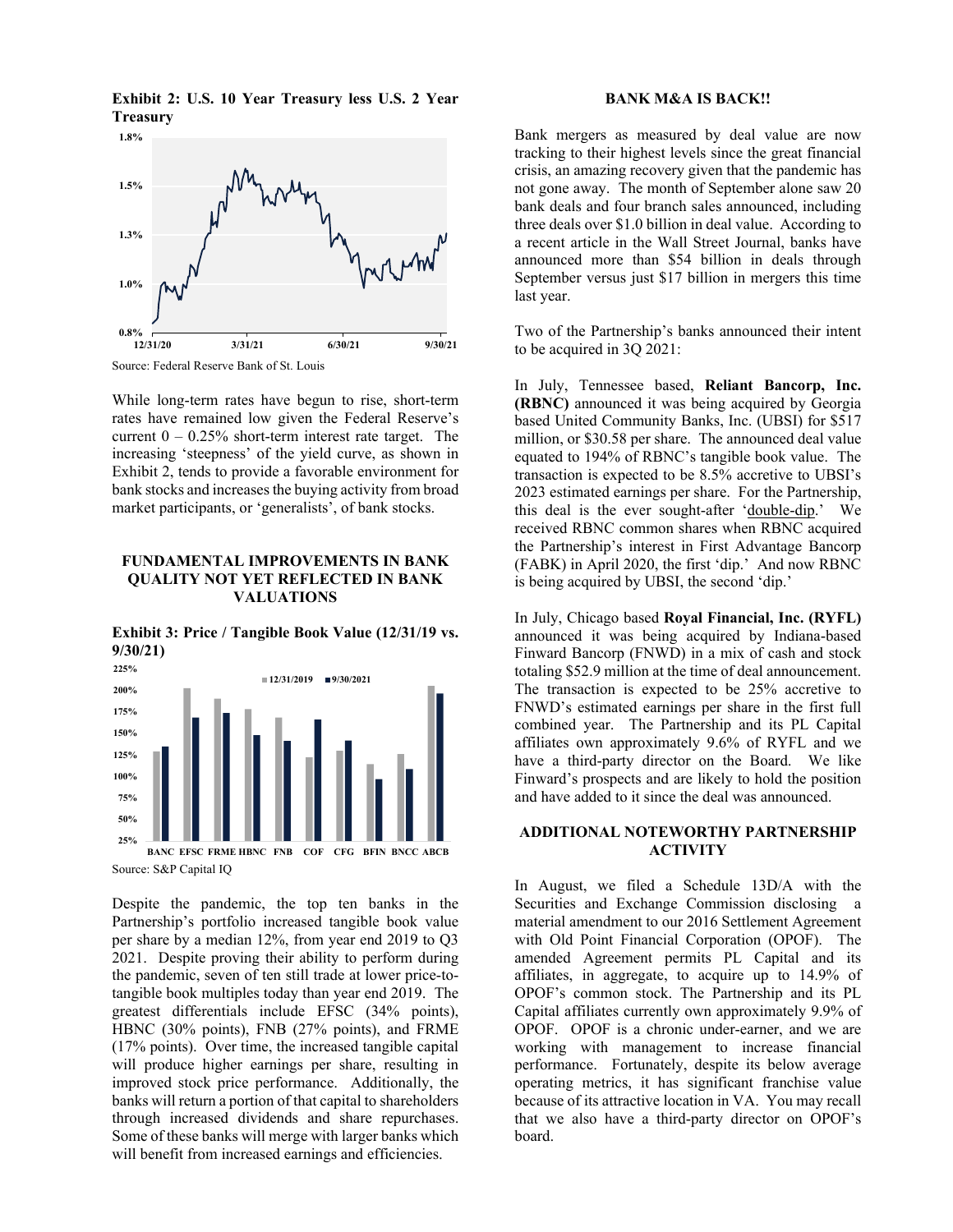**Exhibit 2: U.S. 10 Year Treasury less U.S. 2 Year Treasury**

Source: Federal Reserve Bank of St. Louis

While long-term rates have begun to rise, short-term rates have remained low given the Federal Reserve's current 0 – 0.25% short-term interest rate target. The increasing 'steepness' of the yield curve, as shown in Exhibit 2, tends to provide a favorable environment for bank stocks and increases the buying activity from broad market participants, or 'generalists', of bank stocks.

## FUNDAMENTAL IMPROVEMENTS IN BANK QUALITY NOT YET REFLECTED IN BANK VALUATIONS

**Exhibit 3: Price / Tangible Book Value (12/31/19 vs. 9/30/21)**

Source: S&P Capital IQ

Despite the pandemic, the top ten banks in the Partnership's portfolio increased tangible book value per share by a median 12%, from year end 2019 to Q3 2021. Despite proving their ability to perform during the pandemic, seven of ten still trade at lower price-to-tangible book multiples today than year end 2019. The greatest differentials include EFSC (34% points), HBNC (30% points), FNB (27% points), and FRME (17% points). Over time, the increased tangible capital will produce higher earnings per share, resulting in improved stock price performance. Additionally, the banks will return a portion of that capital to shareholders through increased dividends and share repurchases. Some of these banks will merge with larger banks which will benefit from increased earnings and efficiencies.

## BANK M&A IS BACK!!

Bank mergers as measured by deal value are now tracking to their highest levels since the great financial crisis, an amazing recovery given that the pandemic has not gone away. The month of September alone saw 20 bank deals and four branch sales announced, including three deals over $1.0 billion in deal value. According to a recent article in the Wall Street Journal, banks have announced more than $54 billion in deals through September versus just $17 billion in mergers this time last year.

Two of the Partnership's banks announced their intent to be acquired in 3Q 2021:

In July, Tennessee based, **Reliant Bancorp, Inc. (RBNC)** announced it was being acquired by Georgia based United Community Banks, Inc. (UBSI) for $517 million, or $30.58 per share. The announced deal value equated to 194% of RBNC's tangible book value. The transaction is expected to be 8.5% accretive to UBSI's 2023 estimated earnings per share. For the Partnership, this deal is the ever sought-after 'double-dip.' We received RBNC common shares when RBNC acquired the Partnership's interest in First Advantage Bancorp (FABK) in April 2020, the first 'dip.' And now RBNC is being acquired by UBSI, the second 'dip.'

In July, Chicago based **Royal Financial, Inc. (RYFL)** announced it was being acquired by Indiana-based Finward Bancorp (FNWD) in a mix of cash and stock totaling $52.9 million at the time of deal announcement. The transaction is expected to be 25% accretive to FNWD's estimated earnings per share in the first full combined year. The Partnership and its PL Capital affiliates own approximately 9.6% of RYFL and we have a third-party director on the Board. We like Finward's prospects and are likely to hold the position and have added to it since the deal was announced.

## ADDITIONAL NOTEWORTHY PARTNERSHIP ACTIVITY

In August, we filed a Schedule 13D/A with the Securities and Exchange Commission disclosing a material amendment to our 2016 Settlement Agreement with Old Point Financial Corporation (OPOF). The amended Agreement permits PL Capital and its affiliates, in aggregate, to acquire up to 14.9% of OPOF's common stock. The Partnership and its PL Capital affiliates currently own approximately 9.9% of OPOF. OPOF is a chronic under-earner, and we are working with management to increase financial performance. Fortunately, despite its below average operating metrics, it has significant franchise value because of its attractive location in VA. You may recall that we also have a third-party director on OPOF's board.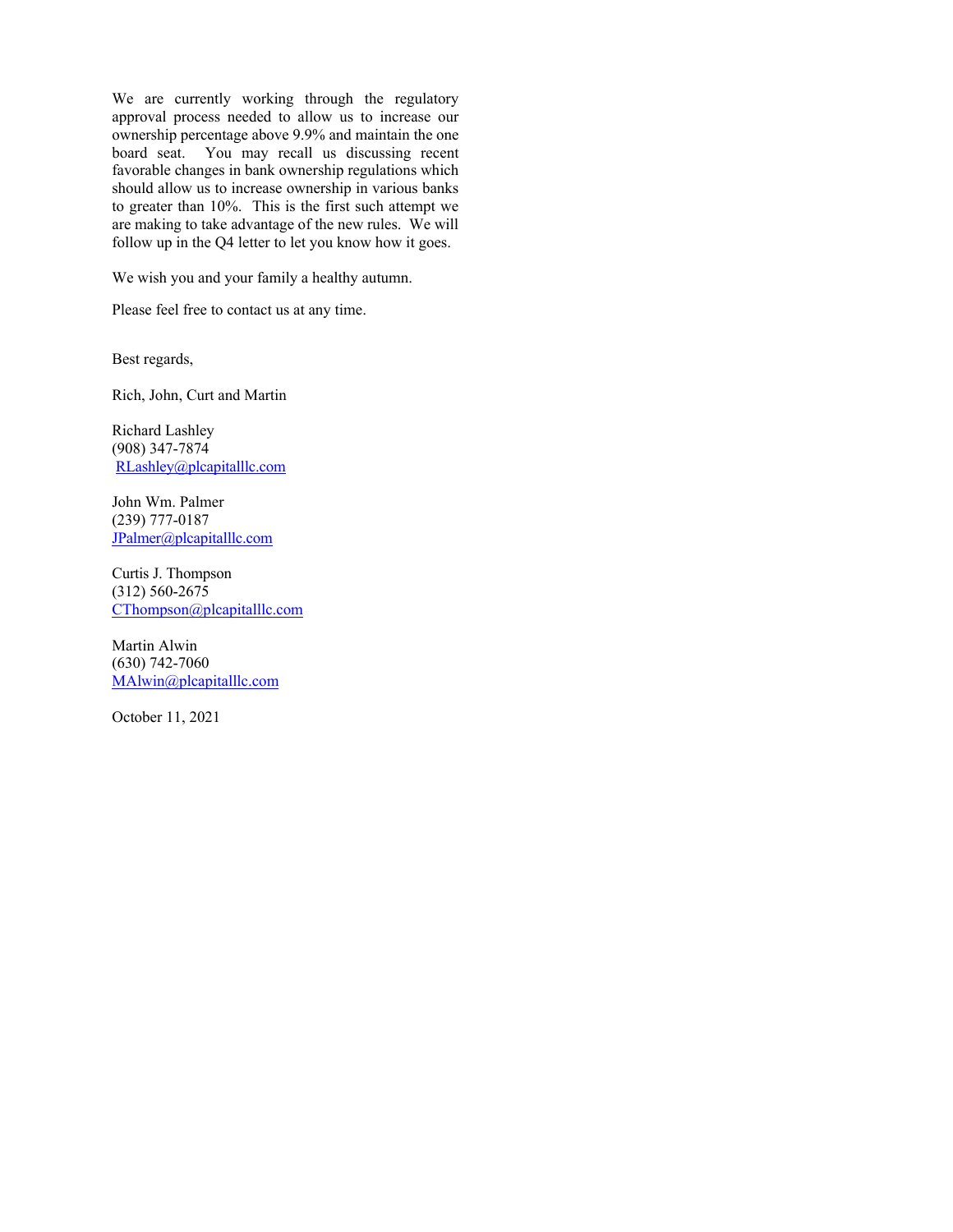We are currently working through the regulatory approval process needed to allow us to increase our ownership percentage above 9.9% and maintain the one board seat. You may recall us discussing recent favorable changes in bank ownership regulations which should allow us to increase ownership in various banks to greater than 10%. This is the first such attempt we are making to take advantage of the new rules. We will follow up in the Q4 letter to let you know how it goes.

We wish you and your family a healthy autumn.

Please feel free to contact us at any time.

Best regards,

Rich, John, Curt and Martin

Richard Lashley
(908) 347-7874
RLashley@plcapitalllc.com

John Wm. Palmer
(239) 777-0187
JPalmer@plcapitalllc.com

Curtis J. Thompson
(312) 560-2675
CThompson@plcapitalllc.com

Martin Alwin
(630) 742-7060
MAlwin@plcapitalllc.com

October 11, 2021